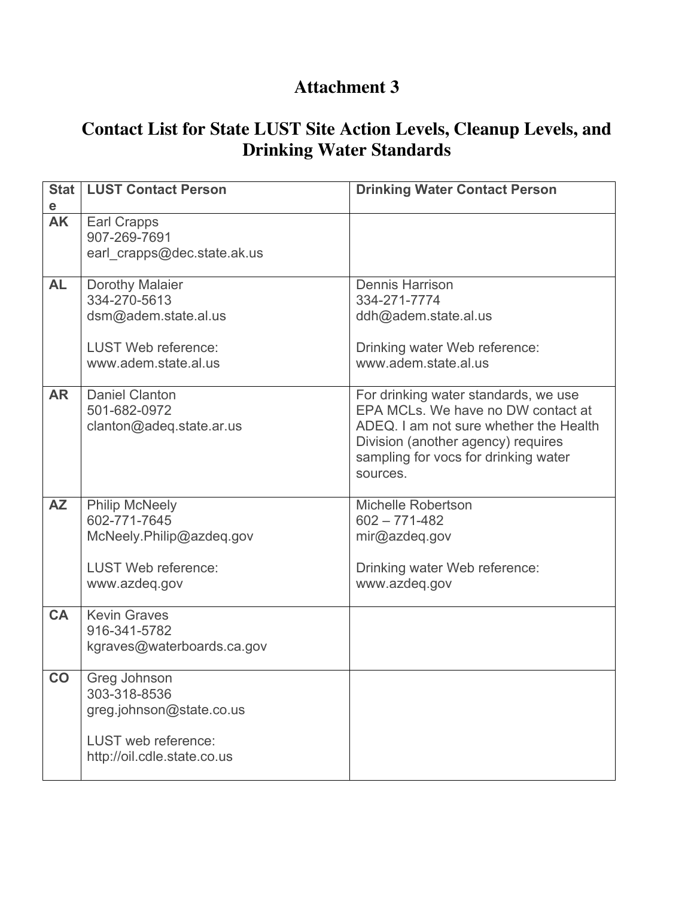# Attachment 3

## Contact List for State LUST Site Action Levels, Cleanup Levels, and Drinking Water Standards

| State | LUST Contact Person | Drinking Water Contact Person |
|---|---|---|
| **AK** | Earl Crapps<br>907-269-7691<br>earl_crapps@dec.state.ak.us | |
| **AL** | Dorothy Malaier<br>334-270-5613<br>dsm@adem.state.al.us<br><br>LUST Web reference:<br>www.adem.state.al.us | Dennis Harrison<br>334-271-7774<br>ddh@adem.state.al.us<br><br>Drinking water Web reference:<br>www.adem.state.al.us |
| **AR** | Daniel Clanton<br>501-682-0972<br>clanton@adeq.state.ar.us | For drinking water standards, we use EPA MCLs. We have no DW contact at ADEQ. I am not sure whether the Health Division (another agency) requires sampling for vocs for drinking water sources. |
| **AZ** | Philip McNeely<br>602-771-7645<br>McNeely.Philip@azdeq.gov<br><br>LUST Web reference:<br>www.azdeq.gov | Michelle Robertson<br>602 – 771-482<br>mir@azdeq.gov<br><br>Drinking water Web reference:<br>www.azdeq.gov |
| **CA** | Kevin Graves<br>916-341-5782<br>kgraves@waterboards.ca.gov | |
| **CO** | Greg Johnson<br>303-318-8536<br>greg.johnson@state.co.us<br><br>LUST web reference:<br>http://oil.cdle.state.co.us | |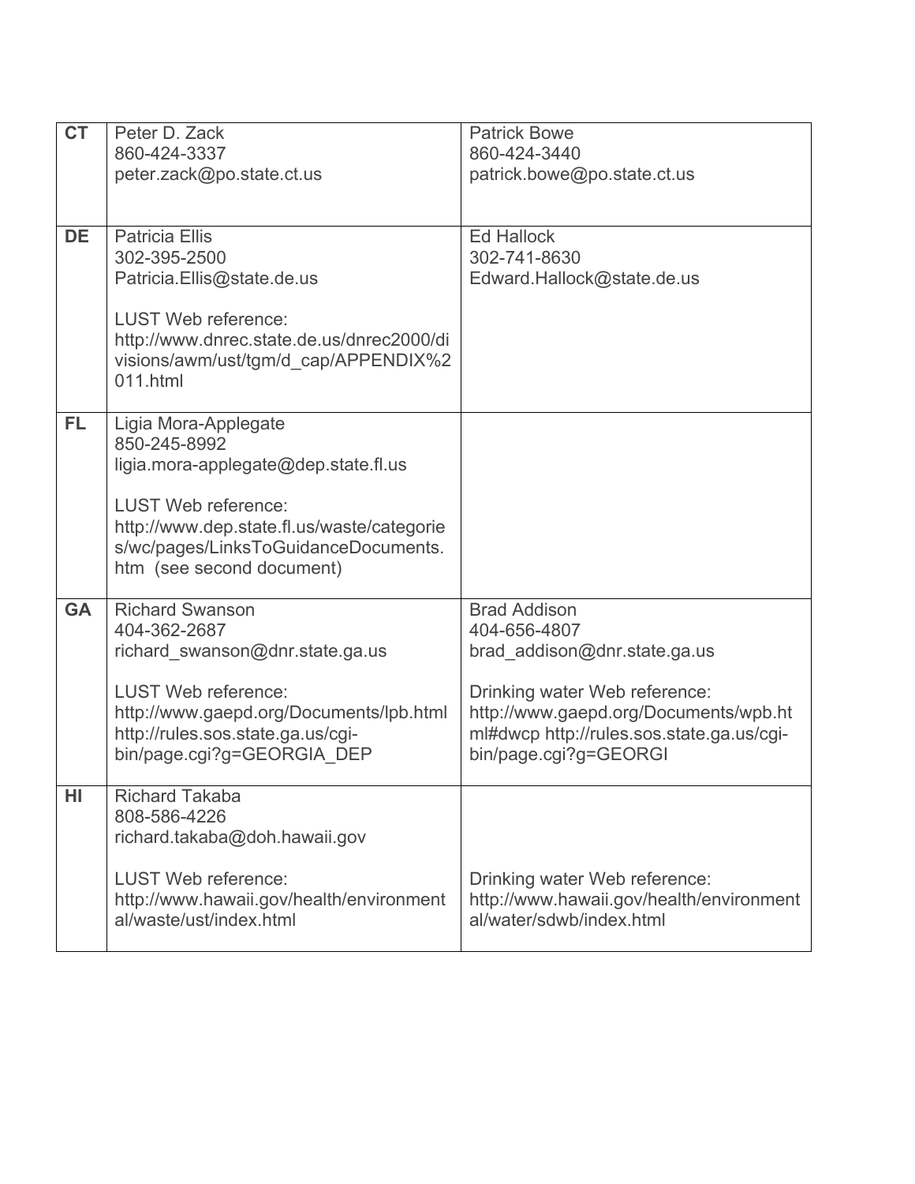| | | |
|---|---|---|
| **CT** | Peter D. Zack<br>860-424-3337<br>peter.zack@po.state.ct.us | Patrick Bowe<br>860-424-3440<br>patrick.bowe@po.state.ct.us |
| **DE** | Patricia Ellis<br>302-395-2500<br>Patricia.Ellis@state.de.us<br><br>LUST Web reference:<br>http://www.dnrec.state.de.us/dnrec2000/divisions/awm/ust/tgm/d_cap/APPENDIX%2011.html | Ed Hallock<br>302-741-8630<br>Edward.Hallock@state.de.us |
| **FL** | Ligia Mora-Applegate<br>850-245-8992<br>ligia.mora-applegate@dep.state.fl.us<br><br>LUST Web reference:<br>http://www.dep.state.fl.us/waste/categories/wc/pages/LinksToGuidanceDocuments.htm (see second document) | |
| **GA** | Richard Swanson<br>404-362-2687<br>richard_swanson@dnr.state.ga.us<br><br>LUST Web reference:<br>http://www.gaepd.org/Documents/lpb.html<br>http://rules.sos.state.ga.us/cgi-bin/page.cgi?g=GEORGIA_DEP | Brad Addison<br>404-656-4807<br>brad_addison@dnr.state.ga.us<br><br>Drinking water Web reference:<br>http://www.gaepd.org/Documents/wpb.html#dwcp http://rules.sos.state.ga.us/cgi-bin/page.cgi?g=GEORGI |
| **HI** | Richard Takaba<br>808-586-4226<br>richard.takaba@doh.hawaii.gov<br><br>LUST Web reference:<br>http://www.hawaii.gov/health/environmental/waste/ust/index.html | Drinking water Web reference:<br>http://www.hawaii.gov/health/environmental/water/sdwb/index.html |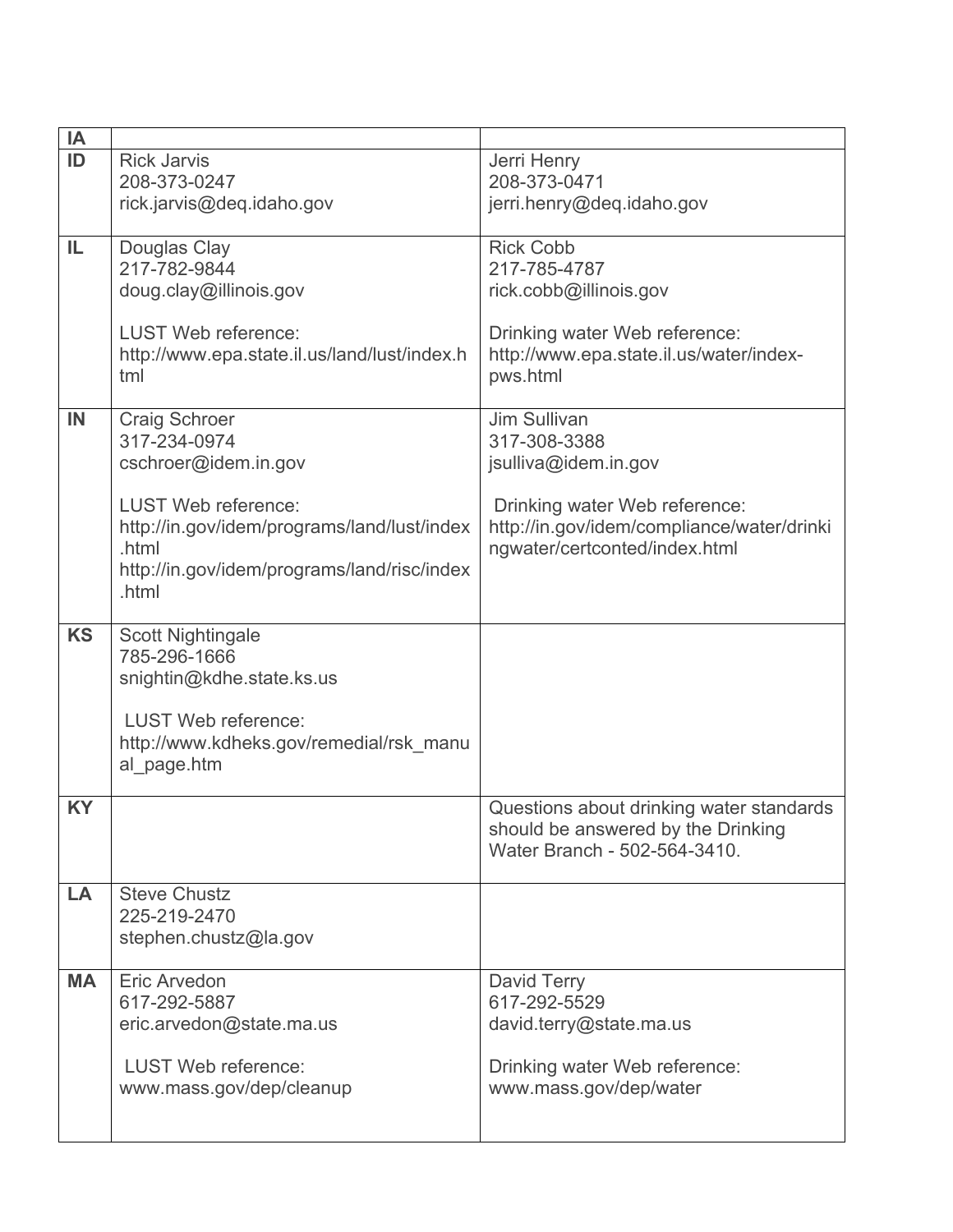| IA | | |
|---|---|---|
| ID | Rick Jarvis<br>208-373-0247<br>rick.jarvis@deq.idaho.gov | Jerri Henry<br>208-373-0471<br>jerri.henry@deq.idaho.gov |
| IL | Douglas Clay<br>217-782-9844<br>doug.clay@illinois.gov<br><br>LUST Web reference:<br>http://www.epa.state.il.us/land/lust/index.html | Rick Cobb<br>217-785-4787<br>rick.cobb@illinois.gov<br><br>Drinking water Web reference:<br>http://www.epa.state.il.us/water/index-pws.html |
| IN | Craig Schroer<br>317-234-0974<br>cschroer@idem.in.gov<br><br>LUST Web reference:<br>http://in.gov/idem/programs/land/lust/index.html<br>http://in.gov/idem/programs/land/risc/index.html | Jim Sullivan<br>317-308-3388<br>jsulliva@idem.in.gov<br><br>Drinking water Web reference:<br>http://in.gov/idem/compliance/water/drinkingwater/certconted/index.html |
| KS | Scott Nightingale<br>785-296-1666<br>snightin@kdhe.state.ks.us<br><br>LUST Web reference:<br>http://www.kdheks.gov/remedial/rsk_manual_page.htm | |
| KY | | Questions about drinking water standards should be answered by the Drinking Water Branch - 502-564-3410. |
| LA | Steve Chustz<br>225-219-2470<br>stephen.chustz@la.gov | |
| MA | Eric Arvedon<br>617-292-5887<br>eric.arvedon@state.ma.us<br><br>LUST Web reference:<br>www.mass.gov/dep/cleanup | David Terry<br>617-292-5529<br>david.terry@state.ma.us<br><br>Drinking water Web reference:<br>www.mass.gov/dep/water |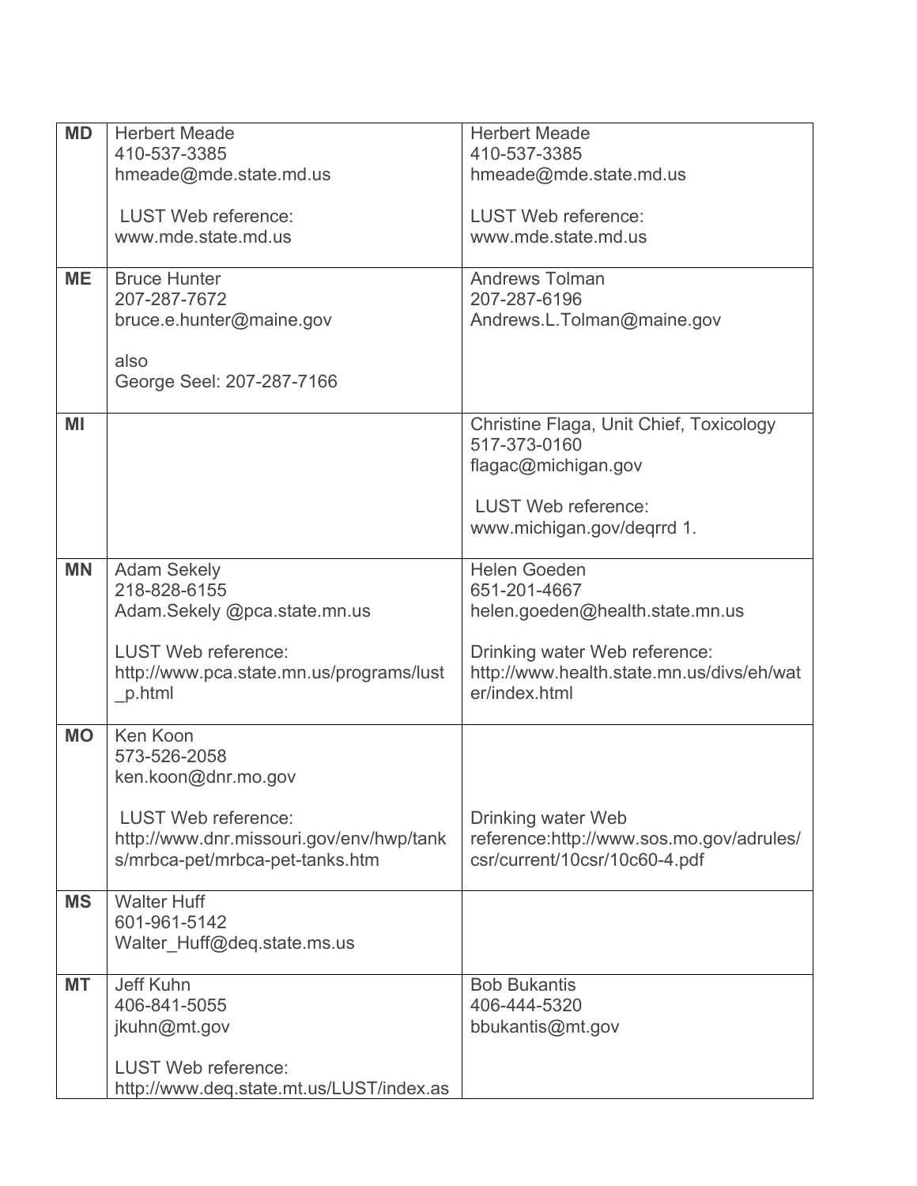| | | |
|---|---|---|
| **MD** | Herbert Meade<br>410-537-3385<br>hmeade@mde.state.md.us<br><br>LUST Web reference:<br>www.mde.state.md.us | Herbert Meade<br>410-537-3385<br>hmeade@mde.state.md.us<br><br>LUST Web reference:<br>www.mde.state.md.us |
| **ME** | Bruce Hunter<br>207-287-7672<br>bruce.e.hunter@maine.gov<br><br>also<br>George Seel: 207-287-7166 | Andrews Tolman<br>207-287-6196<br>Andrews.L.Tolman@maine.gov |
| **MI** | | Christine Flaga, Unit Chief, Toxicology<br>517-373-0160<br>flagac@michigan.gov<br><br>LUST Web reference:<br>www.michigan.gov/deqrrd 1. |
| **MN** | Adam Sekely<br>218-828-6155<br>Adam.Sekely @pca.state.mn.us<br><br>LUST Web reference:<br>http://www.pca.state.mn.us/programs/lust_p.html | Helen Goeden<br>651-201-4667<br>helen.goeden@health.state.mn.us<br><br>Drinking water Web reference:<br>http://www.health.state.mn.us/divs/eh/water/index.html |
| **MO** | Ken Koon<br>573-526-2058<br>ken.koon@dnr.mo.gov<br><br>LUST Web reference:<br>http://www.dnr.missouri.gov/env/hwp/tanks/mrbca-pet/mrbca-pet-tanks.htm | Drinking water Web reference:http://www.sos.mo.gov/adrules/csr/current/10csr/10c60-4.pdf |
| **MS** | Walter Huff<br>601-961-5142<br>Walter_Huff@deq.state.ms.us | |
| **MT** | Jeff Kuhn<br>406-841-5055<br>jkuhn@mt.gov<br><br>LUST Web reference:<br>http://www.deq.state.mt.us/LUST/index.as | Bob Bukantis<br>406-444-5320<br>bbukantis@mt.gov |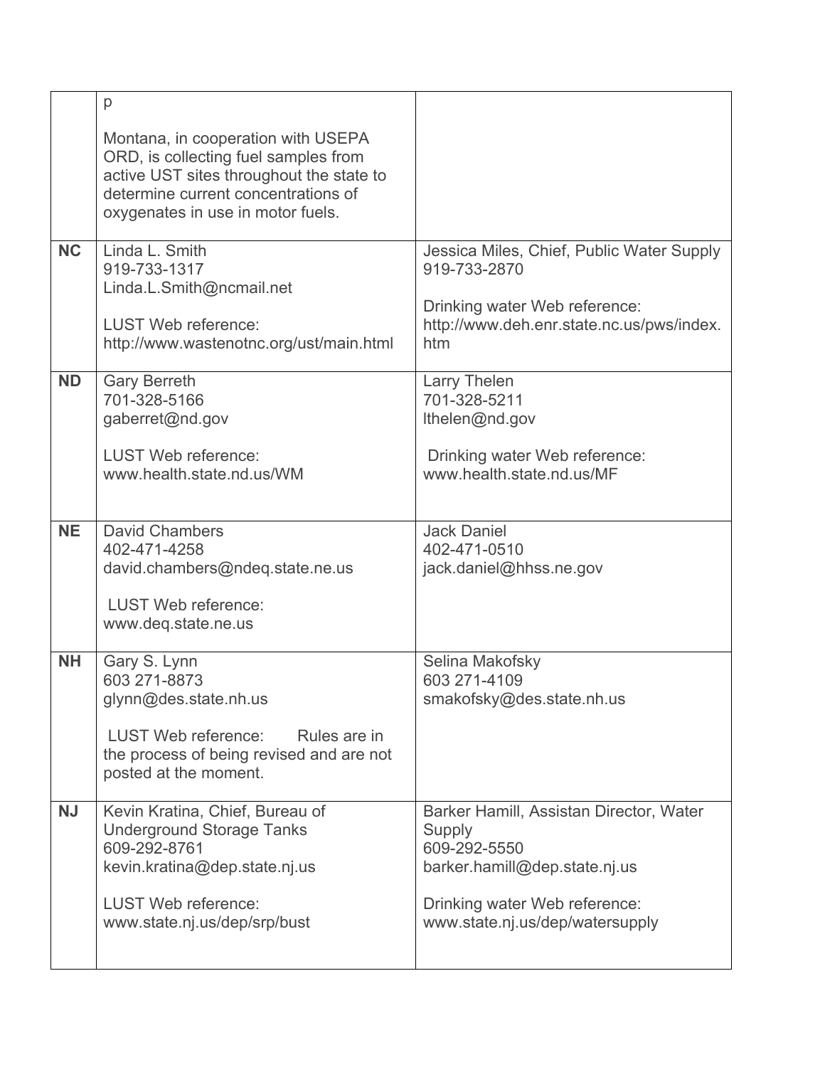| | | |
|---|---|---|
| | p<br><br>Montana, in cooperation with USEPA ORD, is collecting fuel samples from active UST sites throughout the state to determine current concentrations of oxygenates in use in motor fuels. | |
| **NC** | Linda L. Smith<br>919-733-1317<br>Linda.L.Smith@ncmail.net<br><br>LUST Web reference:<br>http://www.wastenotnc.org/ust/main.html | Jessica Miles, Chief, Public Water Supply<br>919-733-2870<br><br>Drinking water Web reference:<br>http://www.deh.enr.state.nc.us/pws/index.htm |
| **ND** | Gary Berreth<br>701-328-5166<br>gaberret@nd.gov<br><br>LUST Web reference:<br>www.health.state.nd.us/WM | Larry Thelen<br>701-328-5211<br>lthelen@nd.gov<br><br>Drinking water Web reference:<br>www.health.state.nd.us/MF |
| **NE** | David Chambers<br>402-471-4258<br>david.chambers@ndeq.state.ne.us<br><br>LUST Web reference:<br>www.deq.state.ne.us | Jack Daniel<br>402-471-0510<br>jack.daniel@hhss.ne.gov |
| **NH** | Gary S. Lynn<br>603 271-8873<br>glynn@des.state.nh.us<br><br>LUST Web reference: Rules are in the process of being revised and are not posted at the moment. | Selina Makofsky<br>603 271-4109<br>smakofsky@des.state.nh.us |
| **NJ** | Kevin Kratina, Chief, Bureau of Underground Storage Tanks<br>609-292-8761<br>kevin.kratina@dep.state.nj.us<br><br>LUST Web reference:<br>www.state.nj.us/dep/srp/bust | Barker Hamill, Assistan Director, Water Supply<br>609-292-5550<br>barker.hamill@dep.state.nj.us<br><br>Drinking water Web reference:<br>www.state.nj.us/dep/watersupply |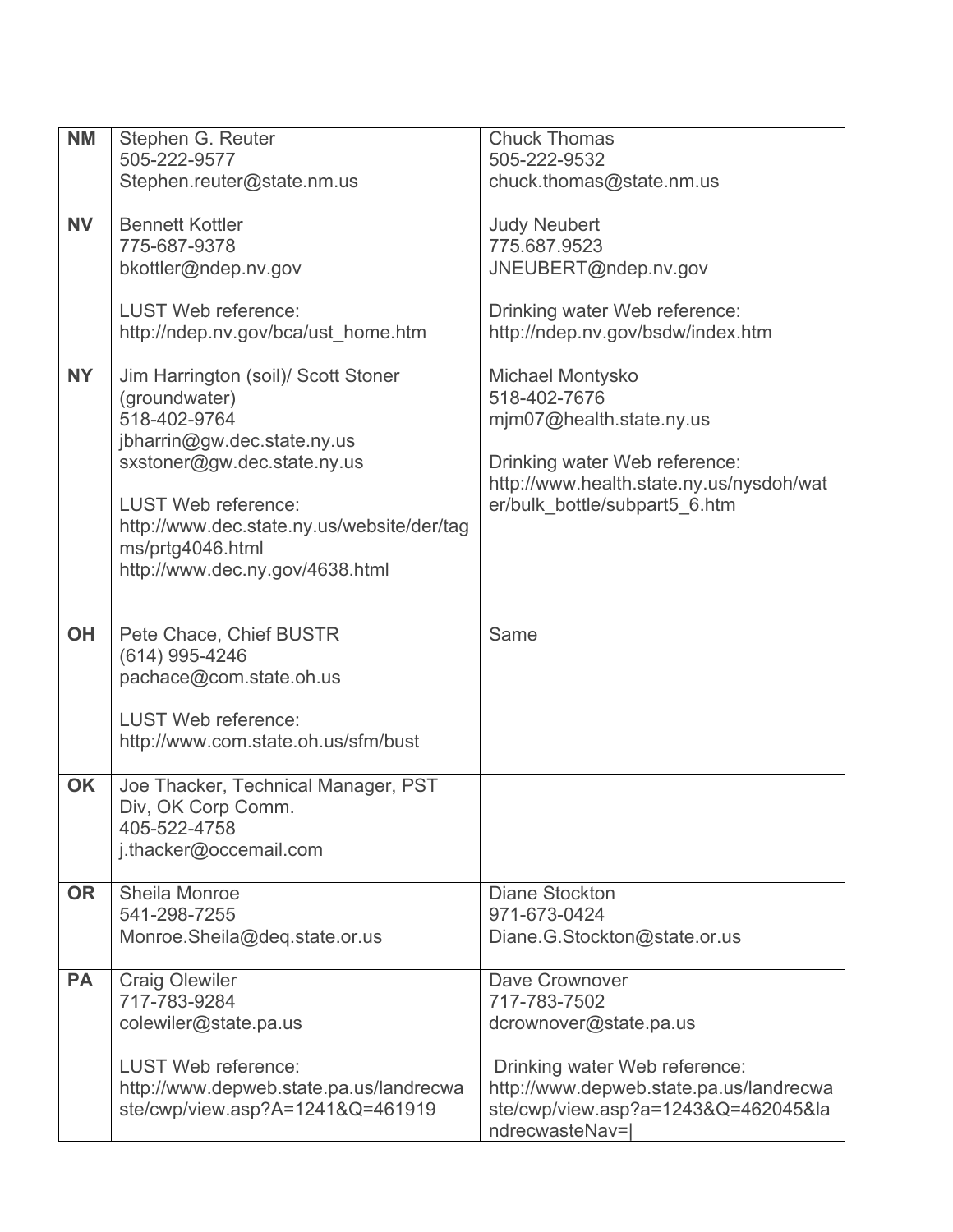| | | |
|---|---|---|
| **NM** | Stephen G. Reuter<br>505-222-9577<br>Stephen.reuter@state.nm.us | Chuck Thomas<br>505-222-9532<br>chuck.thomas@state.nm.us |
| **NV** | Bennett Kottler<br>775-687-9378<br>bkottler@ndep.nv.gov<br><br>LUST Web reference:<br>http://ndep.nv.gov/bca/ust_home.htm | Judy Neubert<br>775.687.9523<br>JNEUBERT@ndep.nv.gov<br><br>Drinking water Web reference:<br>http://ndep.nv.gov/bsdw/index.htm |
| **NY** | Jim Harrington (soil)/ Scott Stoner (groundwater)<br>518-402-9764<br>jbharrin@gw.dec.state.ny.us<br>sxstoner@gw.dec.state.ny.us<br><br>LUST Web reference:<br>http://www.dec.state.ny.us/website/der/tagms/prtg4046.html<br>http://www.dec.ny.gov/4638.html | Michael Montysko<br>518-402-7676<br>mjm07@health.state.ny.us<br><br>Drinking water Web reference:<br>http://www.health.state.ny.us/nysdoh/water/bulk_bottle/subpart5_6.htm |
| **OH** | Pete Chace, Chief BUSTR<br>(614) 995-4246<br>pachace@com.state.oh.us<br><br>LUST Web reference:<br>http://www.com.state.oh.us/sfm/bust | Same |
| **OK** | Joe Thacker, Technical Manager, PST Div, OK Corp Comm.<br>405-522-4758<br>j.thacker@occemail.com | |
| **OR** | Sheila Monroe<br>541-298-7255<br>Monroe.Sheila@deq.state.or.us | Diane Stockton<br>971-673-0424<br>Diane.G.Stockton@state.or.us |
| **PA** | Craig Olewiler<br>717-783-9284<br>colewiler@state.pa.us<br><br>LUST Web reference:<br>http://www.depweb.state.pa.us/landrecwaste/cwp/view.asp?A=1241&Q=461919 | Dave Crownover<br>717-783-7502<br>dcrownover@state.pa.us<br><br>Drinking water Web reference:<br>http://www.depweb.state.pa.us/landrecwaste/cwp/view.asp?a=1243&Q=462045&landrecwasteNav=\| |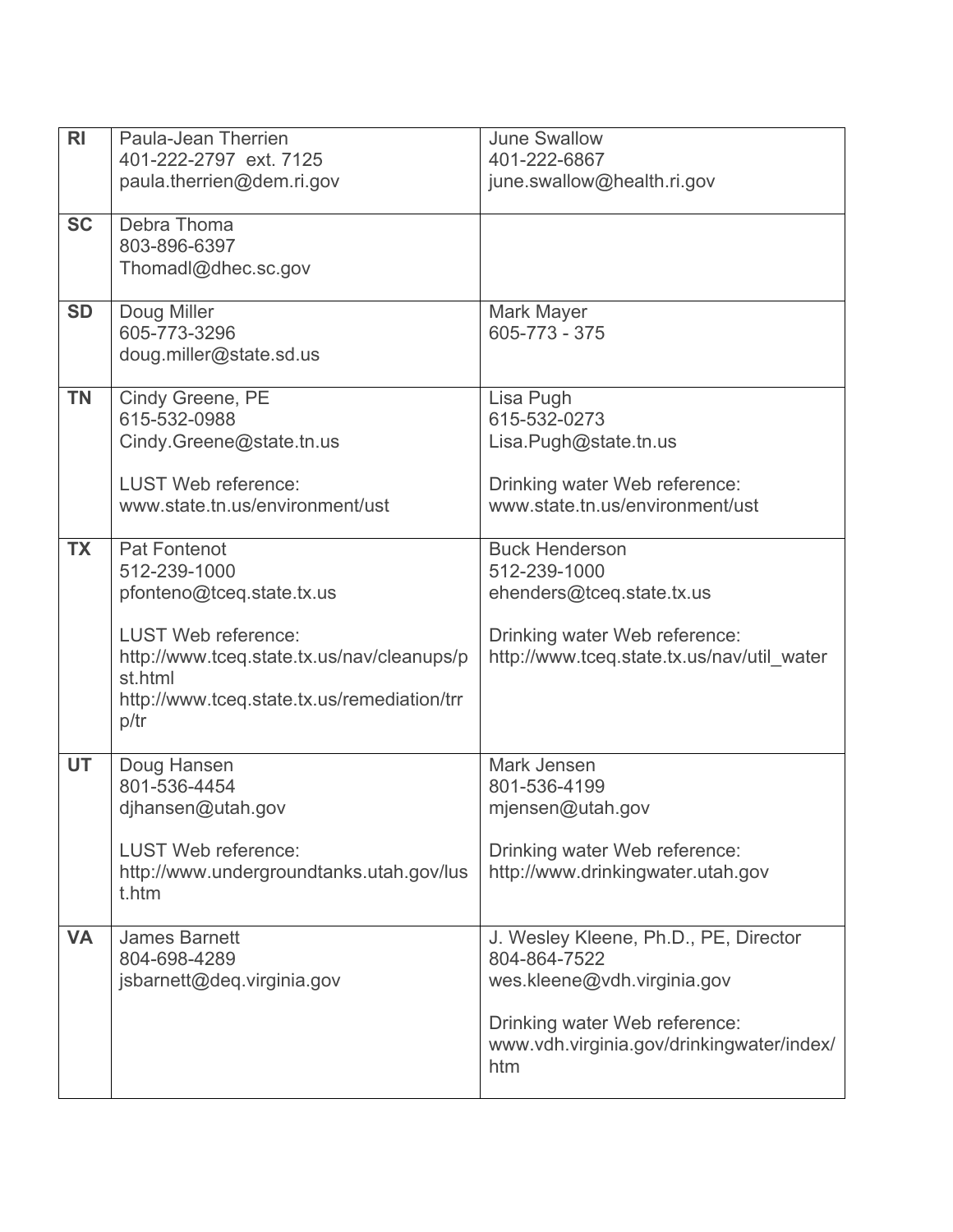| RI | Paula-Jean Therrien<br>401-222-2797 ext. 7125<br>paula.therrien@dem.ri.gov | June Swallow<br>401-222-6867<br>june.swallow@health.ri.gov |
|---|---|---|
| SC | Debra Thoma<br>803-896-6397<br>Thomadl@dhec.sc.gov | |
| SD | Doug Miller<br>605-773-3296<br>doug.miller@state.sd.us | Mark Mayer<br>605-773 - 375 |
| TN | Cindy Greene, PE<br>615-532-0988<br>Cindy.Greene@state.tn.us<br><br>LUST Web reference:<br>www.state.tn.us/environment/ust | Lisa Pugh<br>615-532-0273<br>Lisa.Pugh@state.tn.us<br><br>Drinking water Web reference:<br>www.state.tn.us/environment/ust |
| TX | Pat Fontenot<br>512-239-1000<br>pfonteno@tceq.state.tx.us<br><br>LUST Web reference:<br>http://www.tceq.state.tx.us/nav/cleanups/pst.html<br>http://www.tceq.state.tx.us/remediation/trrp/tr | Buck Henderson<br>512-239-1000<br>ehenders@tceq.state.tx.us<br><br>Drinking water Web reference:<br>http://www.tceq.state.tx.us/nav/util_water |
| UT | Doug Hansen<br>801-536-4454<br>djhansen@utah.gov<br><br>LUST Web reference:<br>http://www.undergroundtanks.utah.gov/lust.htm | Mark Jensen<br>801-536-4199<br>mjensen@utah.gov<br><br>Drinking water Web reference:<br>http://www.drinkingwater.utah.gov |
| VA | James Barnett<br>804-698-4289<br>jsbarnett@deq.virginia.gov | J. Wesley Kleene, Ph.D., PE, Director<br>804-864-7522<br>wes.kleene@vdh.virginia.gov<br><br>Drinking water Web reference:<br>www.vdh.virginia.gov/drinkingwater/index/htm |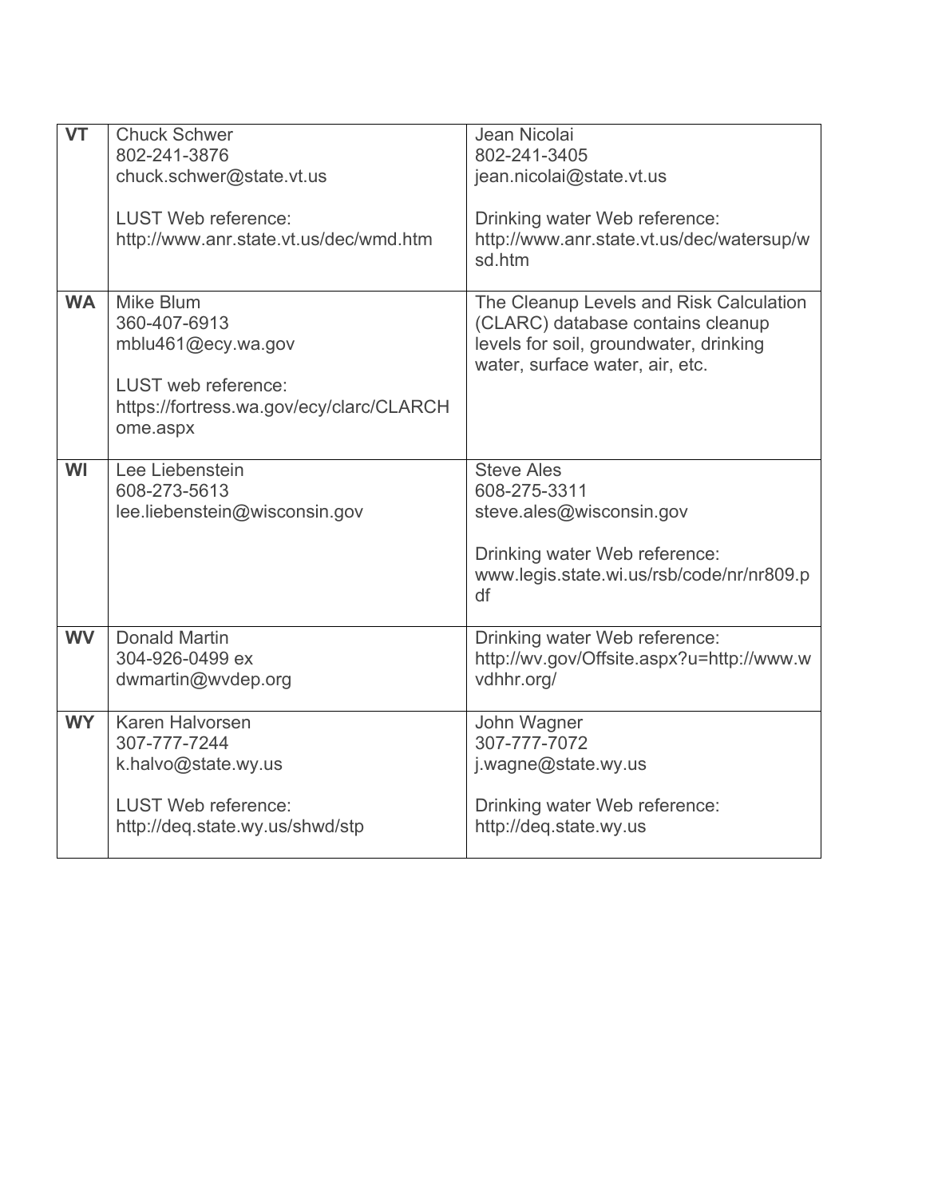| | | |
|---|---|---|
| **VT** | Chuck Schwer<br>802-241-3876<br>chuck.schwer@state.vt.us<br><br>LUST Web reference:<br>http://www.anr.state.vt.us/dec/wmd.htm | Jean Nicolai<br>802-241-3405<br>jean.nicolai@state.vt.us<br><br>Drinking water Web reference:<br>http://www.anr.state.vt.us/dec/watersup/wsd.htm |
| **WA** | Mike Blum<br>360-407-6913<br>mblu461@ecy.wa.gov<br><br>LUST web reference:<br>https://fortress.wa.gov/ecy/clarc/CLARCHome.aspx | The Cleanup Levels and Risk Calculation (CLARC) database contains cleanup levels for soil, groundwater, drinking water, surface water, air, etc. |
| **WI** | Lee Liebenstein<br>608-273-5613<br>lee.liebenstein@wisconsin.gov | Steve Ales<br>608-275-3311<br>steve.ales@wisconsin.gov<br><br>Drinking water Web reference:<br>www.legis.state.wi.us/rsb/code/nr/nr809.pdf |
| **WV** | Donald Martin<br>304-926-0499 ex<br>dwmartin@wvdep.org | Drinking water Web reference:<br>http://wv.gov/Offsite.aspx?u=http://www.wvdhhr.org/ |
| **WY** | Karen Halvorsen<br>307-777-7244<br>k.halvo@state.wy.us<br><br>LUST Web reference:<br>http://deq.state.wy.us/shwd/stp | John Wagner<br>307-777-7072<br>j.wagne@state.wy.us<br><br>Drinking water Web reference:<br>http://deq.state.wy.us |